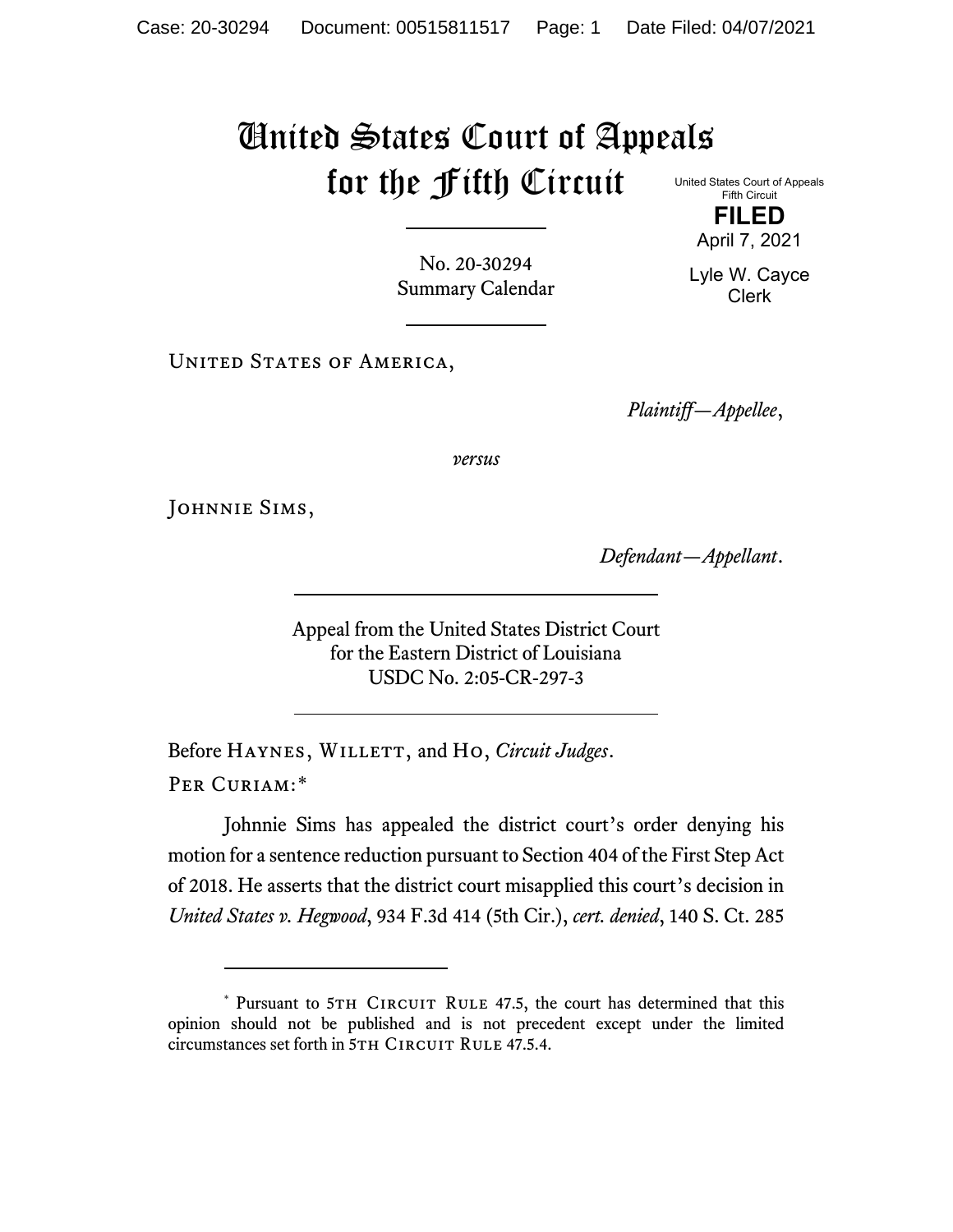# United States Court of Appeals for the Fifth Circuit

United States Court of Appeals
Fifth Circuit

**FILED**

April 7, 2021

Lyle W. Cayce
Clerk

No. 20-30294
Summary Calendar

United States of America,

*Plaintiff—Appellee*,

*versus*

Johnnie Sims,

*Defendant—Appellant*.

Appeal from the United States District Court
for the Eastern District of Louisiana
USDC No. 2:05-CR-297-3

Before Haynes, Willett, and Ho, *Circuit Judges*.

Per Curiam:*

Johnnie Sims has appealed the district court's order denying his motion for a sentence reduction pursuant to Section 404 of the First Step Act of 2018. He asserts that the district court misapplied this court's decision in *United States v. Hegwood*, 934 F.3d 414 (5th Cir.), *cert. denied*, 140 S. Ct. 285

---

\* Pursuant to 5th Circuit Rule 47.5, the court has determined that this opinion should not be published and is not precedent except under the limited circumstances set forth in 5th Circuit Rule 47.5.4.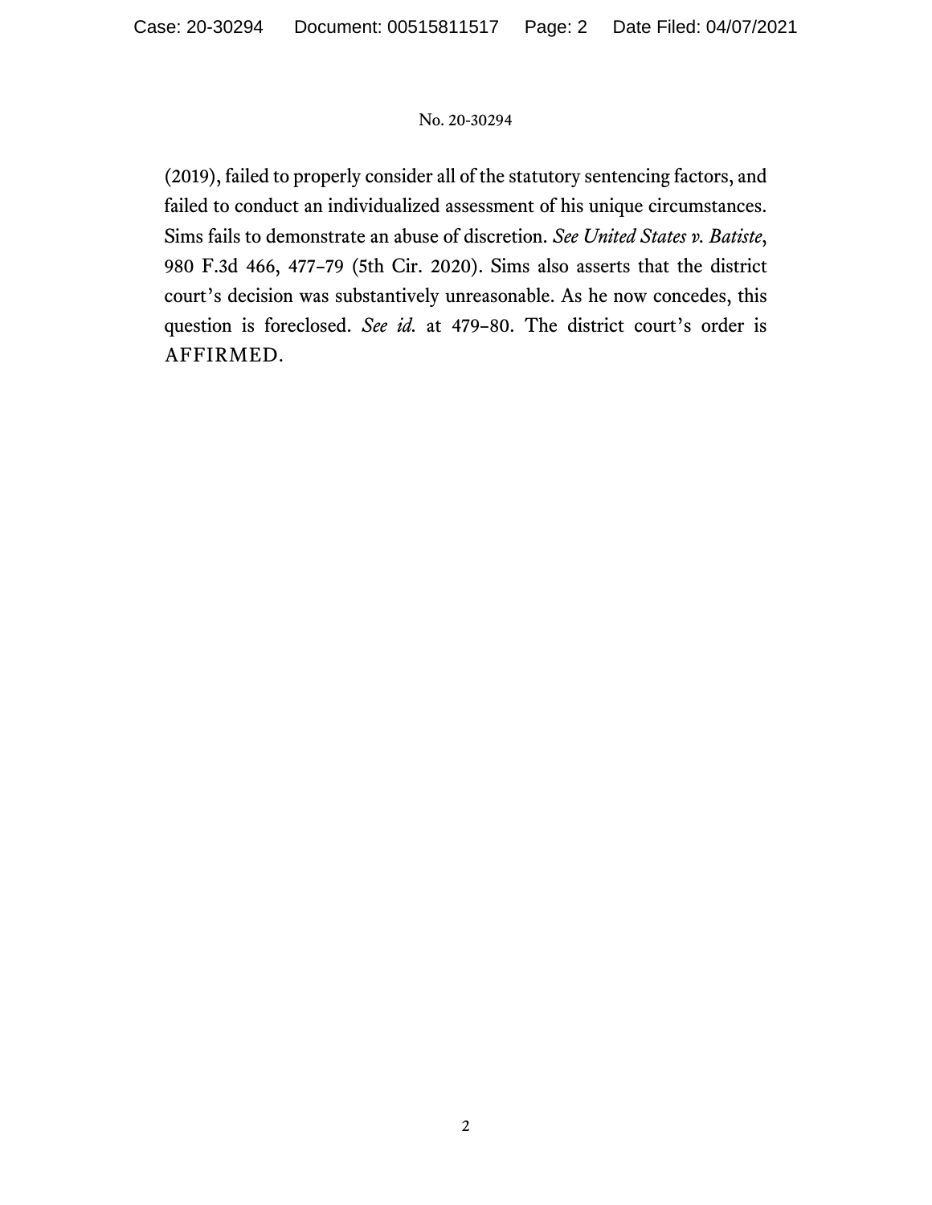(2019), failed to properly consider all of the statutory sentencing factors, and failed to conduct an individualized assessment of his unique circumstances. Sims fails to demonstrate an abuse of discretion. *See United States v. Batiste*, 980 F.3d 466, 477–79 (5th Cir. 2020). Sims also asserts that the district court's decision was substantively unreasonable. As he now concedes, this question is foreclosed. *See id.* at 479–80. The district court's order is AFFIRMED.